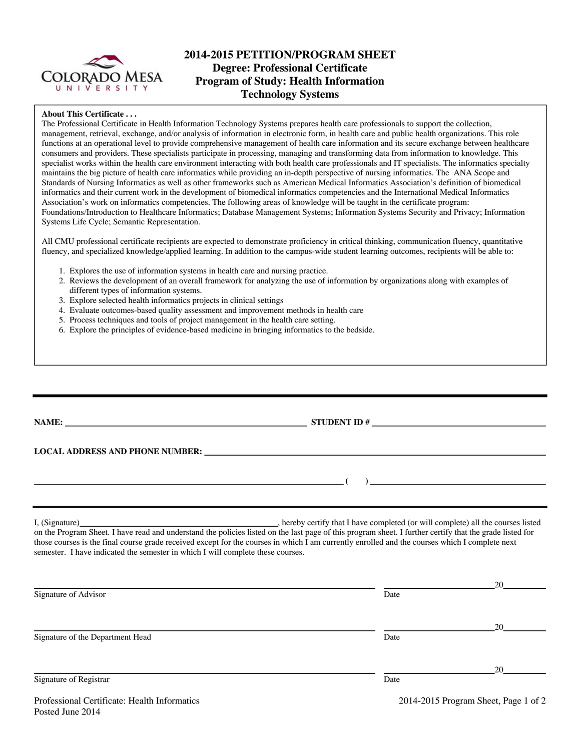# 2014-2015 PETITION/PROGRAM SHEET
## Degree: Professional Certificate
## Program of Study: Health Information Technology Systems

**About This Certificate . . .**
The Professional Certificate in Health Information Technology Systems prepares health care professionals to support the collection, management, retrieval, exchange, and/or analysis of information in electronic form, in health care and public health organizations. This role functions at an operational level to provide comprehensive management of health care information and its secure exchange between healthcare consumers and providers. These specialists participate in processing, managing and transforming data from information to knowledge. This specialist works within the health care environment interacting with both health care professionals and IT specialists. The informatics specialty maintains the big picture of health care informatics while providing an in-depth perspective of nursing informatics. The ANA Scope and Standards of Nursing Informatics as well as other frameworks such as American Medical Informatics Association's definition of biomedical informatics and their current work in the development of biomedical informatics competencies and the International Medical Informatics Association's work on informatics competencies. The following areas of knowledge will be taught in the certificate program: Foundations/Introduction to Healthcare Informatics; Database Management Systems; Information Systems Security and Privacy; Information Systems Life Cycle; Semantic Representation.

All CMU professional certificate recipients are expected to demonstrate proficiency in critical thinking, communication fluency, quantitative fluency, and specialized knowledge/applied learning. In addition to the campus-wide student learning outcomes, recipients will be able to:

1. Explores the use of information systems in health care and nursing practice.
2. Reviews the development of an overall framework for analyzing the use of information by organizations along with examples of different types of information systems.
3. Explore selected health informatics projects in clinical settings
4. Evaluate outcomes-based quality assessment and improvement methods in health care
5. Process techniques and tools of project management in the health care setting.
6. Explore the principles of evidence-based medicine in bringing informatics to the bedside.

---

**NAME:** ______________________________ **STUDENT ID #** ______________________________

**LOCAL ADDRESS AND PHONE NUMBER:** ______________________________

______________________________ (    ) ______________________________

---

I, (Signature)______________________________, hereby certify that I have completed (or will complete) all the courses listed on the Program Sheet. I have read and understand the policies listed on the last page of this program sheet. I further certify that the grade listed for those courses is the final course grade received except for the courses in which I am currently enrolled and the courses which I complete next semester. I have indicated the semester in which I will complete these courses.

______________________________ ______________________20________
Signature of Advisor Date

______________________________ ______________________20________
Signature of the Department Head Date

______________________________ ______________________20________
Signature of Registrar Date

Professional Certificate: Health Informatics
Posted June 2014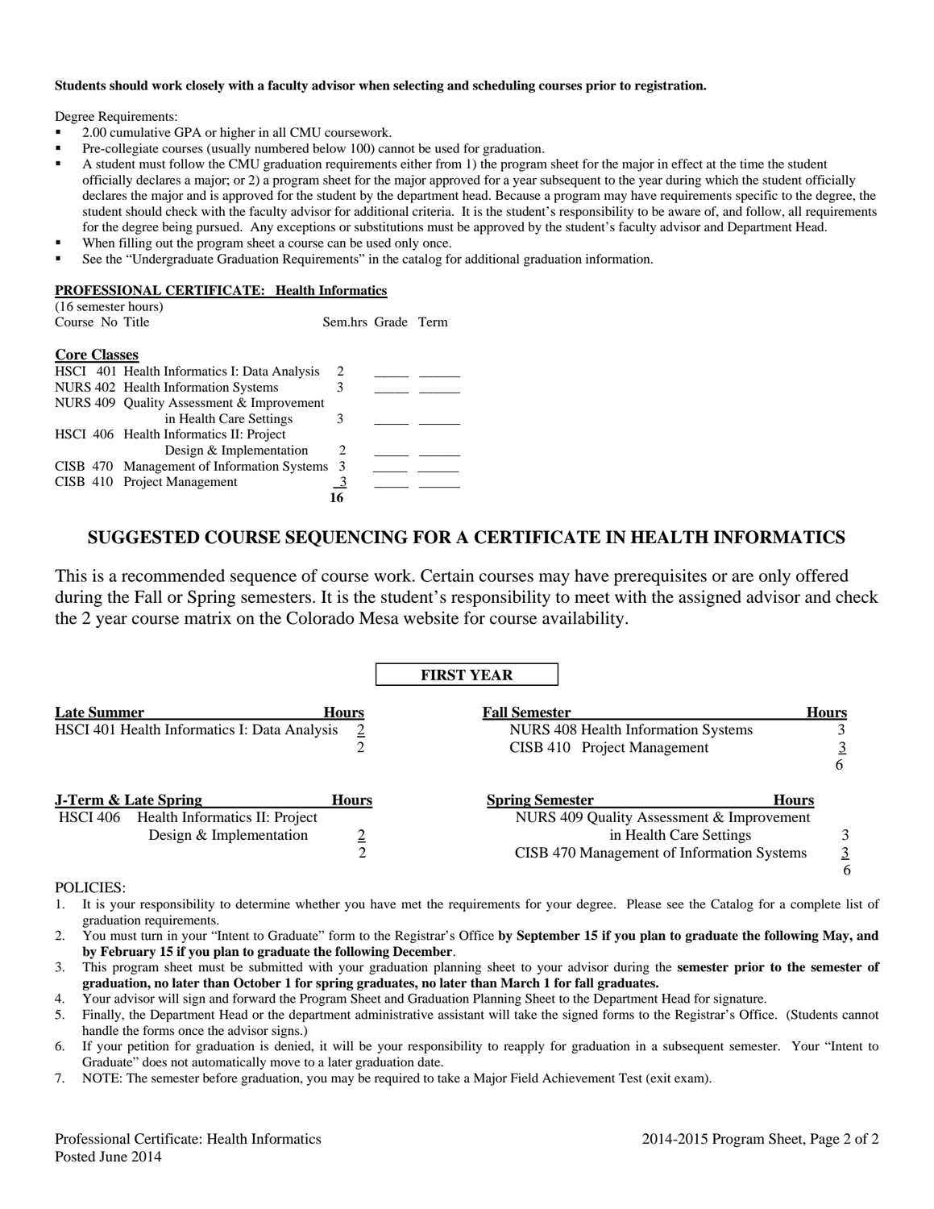**Students should work closely with a faculty advisor when selecting and scheduling courses prior to registration.**

Degree Requirements:

- 2.00 cumulative GPA or higher in all CMU coursework.
- Pre-collegiate courses (usually numbered below 100) cannot be used for graduation.
- A student must follow the CMU graduation requirements either from 1) the program sheet for the major in effect at the time the student officially declares a major; or 2) a program sheet for the major approved for a year subsequent to the year during which the student officially declares the major and is approved for the student by the department head. Because a program may have requirements specific to the degree, the student should check with the faculty advisor for additional criteria. It is the student's responsibility to be aware of, and follow, all requirements for the degree being pursued. Any exceptions or substitutions must be approved by the student's faculty advisor and Department Head.
- When filling out the program sheet a course can be used only once.
- See the "Undergraduate Graduation Requirements" in the catalog for additional graduation information.

**PROFESSIONAL CERTIFICATE: Health Informatics**

(16 semester hours)

**Core Classes**

| Course No | Title | Sem.hrs | Grade | Term |
|---|---|---|---|---|
| HSCI 401 | Health Informatics I: Data Analysis | 2 | _____ | ______ |
| NURS 402 | Health Information Systems | 3 | _____ | ______ |
| NURS 409 | Quality Assessment & Improvement in Health Care Settings | 3 | _____ | ______ |
| HSCI 406 | Health Informatics II: Project Design & Implementation | 2 | _____ | ______ |
| CISB 470 | Management of Information Systems | 3 | _____ | ______ |
| CISB 410 | Project Management | 3 | _____ | ______ |
| | | **16** | | |

## SUGGESTED COURSE SEQUENCING FOR A CERTIFICATE IN HEALTH INFORMATICS

This is a recommended sequence of course work. Certain courses may have prerequisites or are only offered during the Fall or Spring semesters. It is the student's responsibility to meet with the assigned advisor and check the 2 year course matrix on the Colorado Mesa website for course availability.

### FIRST YEAR

| Late Summer | Hours |
|---|---|
| HSCI 401 Health Informatics I: Data Analysis | 2 |
| | 2 |

| Fall Semester | Hours |
|---|---|
| NURS 408 Health Information Systems | 3 |
| CISB 410 Project Management | 3 |
| | 6 |

| J-Term & Late Spring | Hours |
|---|---|
| HSCI 406 Health Informatics II: Project Design & Implementation | 2 |
| | 2 |

| Spring Semester | Hours |
|---|---|
| NURS 409 Quality Assessment & Improvement in Health Care Settings | 3 |
| CISB 470 Management of Information Systems | 3 |
| | 6 |

POLICIES:

1. It is your responsibility to determine whether you have met the requirements for your degree. Please see the Catalog for a complete list of graduation requirements.
2. You must turn in your "Intent to Graduate" form to the Registrar's Office **by September 15 if you plan to graduate the following May, and by February 15 if you plan to graduate the following December**.
3. This program sheet must be submitted with your graduation planning sheet to your advisor during the **semester prior to the semester of graduation, no later than October 1 for spring graduates, no later than March 1 for fall graduates.**
4. Your advisor will sign and forward the Program Sheet and Graduation Planning Sheet to the Department Head for signature.
5. Finally, the Department Head or the department administrative assistant will take the signed forms to the Registrar's Office. (Students cannot handle the forms once the advisor signs.)
6. If your petition for graduation is denied, it will be your responsibility to reapply for graduation in a subsequent semester. Your "Intent to Graduate" does not automatically move to a later graduation date.
7. NOTE: The semester before graduation, you may be required to take a Major Field Achievement Test (exit exam).